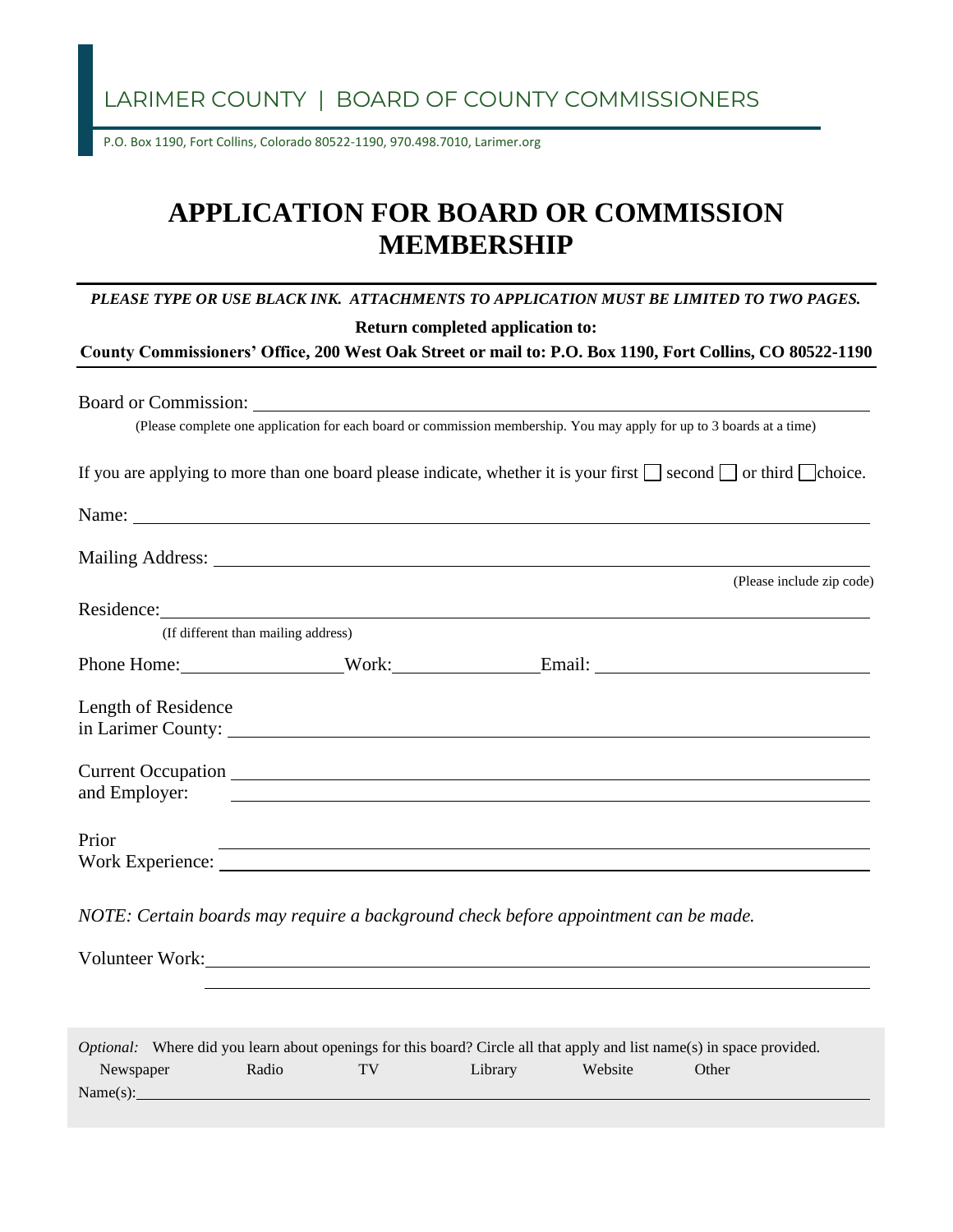LARIMER COUNTY | BOARD OF COUNTY COMMISSIONERS

P.O. Box 1190, Fort Collins, Colorado 80522-1190, 970.498.7010, Larimer.org

# APPLICATION FOR BOARD OR COMMISSION MEMBERSHIP

***PLEASE TYPE OR USE BLACK INK. ATTACHMENTS TO APPLICATION MUST BE LIMITED TO TWO PAGES.***

**Return completed application to:**

**County Commissioners' Office, 200 West Oak Street or mail to: P.O. Box 1190, Fort Collins, CO 80522-1190**

Board or Commission: ______________________________

(Please complete one application for each board or commission membership. You may apply for up to 3 boards at a time)

If you are applying to more than one board please indicate, whether it is your first ☐ second ☐ or third ☐ choice.

Name: ______________________________

Mailing Address: ______________________________ (Please include zip code)

Residence: ______________________________
(If different than mailing address)

Phone Home: ______________ Work: ______________ Email: ______________

Length of Residence in Larimer County: ______________________________

Current Occupation and Employer: ______________________________

Prior Work Experience: ______________________________

*NOTE: Certain boards may require a background check before appointment can be made.*

Volunteer Work: ______________________________

*Optional:* Where did you learn about openings for this board? Circle all that apply and list name(s) in space provided.

Newspaper Radio TV Library Website Other

Name(s): ______________________________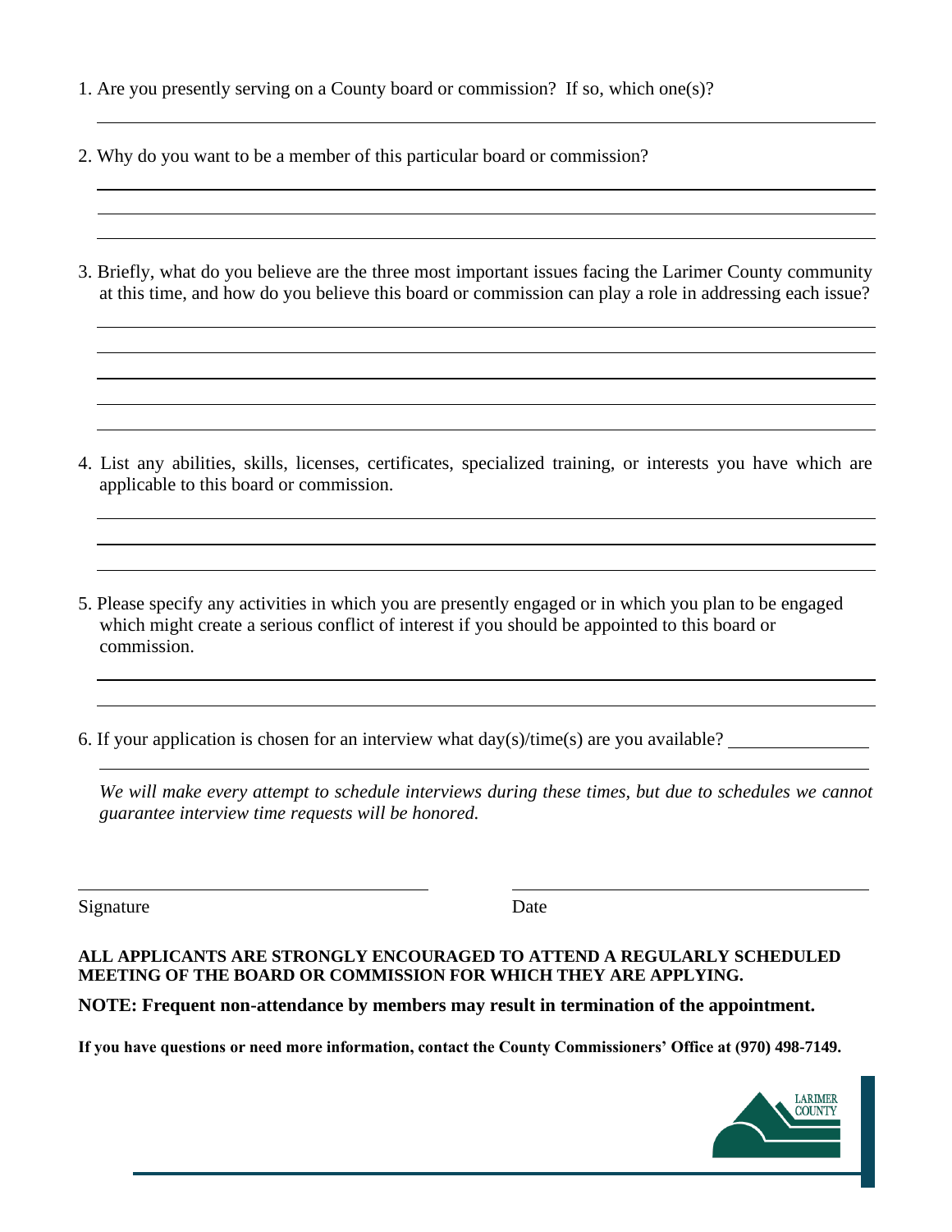1. Are you presently serving on a County board or commission? If so, which one(s)?

2. Why do you want to be a member of this particular board or commission?

3. Briefly, what do you believe are the three most important issues facing the Larimer County community at this time, and how do you believe this board or commission can play a role in addressing each issue?

4. List any abilities, skills, licenses, certificates, specialized training, or interests you have which are applicable to this board or commission.

5. Please specify any activities in which you are presently engaged or in which you plan to be engaged which might create a serious conflict of interest if you should be appointed to this board or commission.

6. If your application is chosen for an interview what day(s)/time(s) are you available?

*We will make every attempt to schedule interviews during these times, but due to schedules we cannot guarantee interview time requests will be honored.*

Signature

Date

**ALL APPLICANTS ARE STRONGLY ENCOURAGED TO ATTEND A REGULARLY SCHEDULED MEETING OF THE BOARD OR COMMISSION FOR WHICH THEY ARE APPLYING.**

**NOTE: Frequent non-attendance by members may result in termination of the appointment.**

**If you have questions or need more information, contact the County Commissioners' Office at (970) 498-7149.**

LARIMER COUNTY